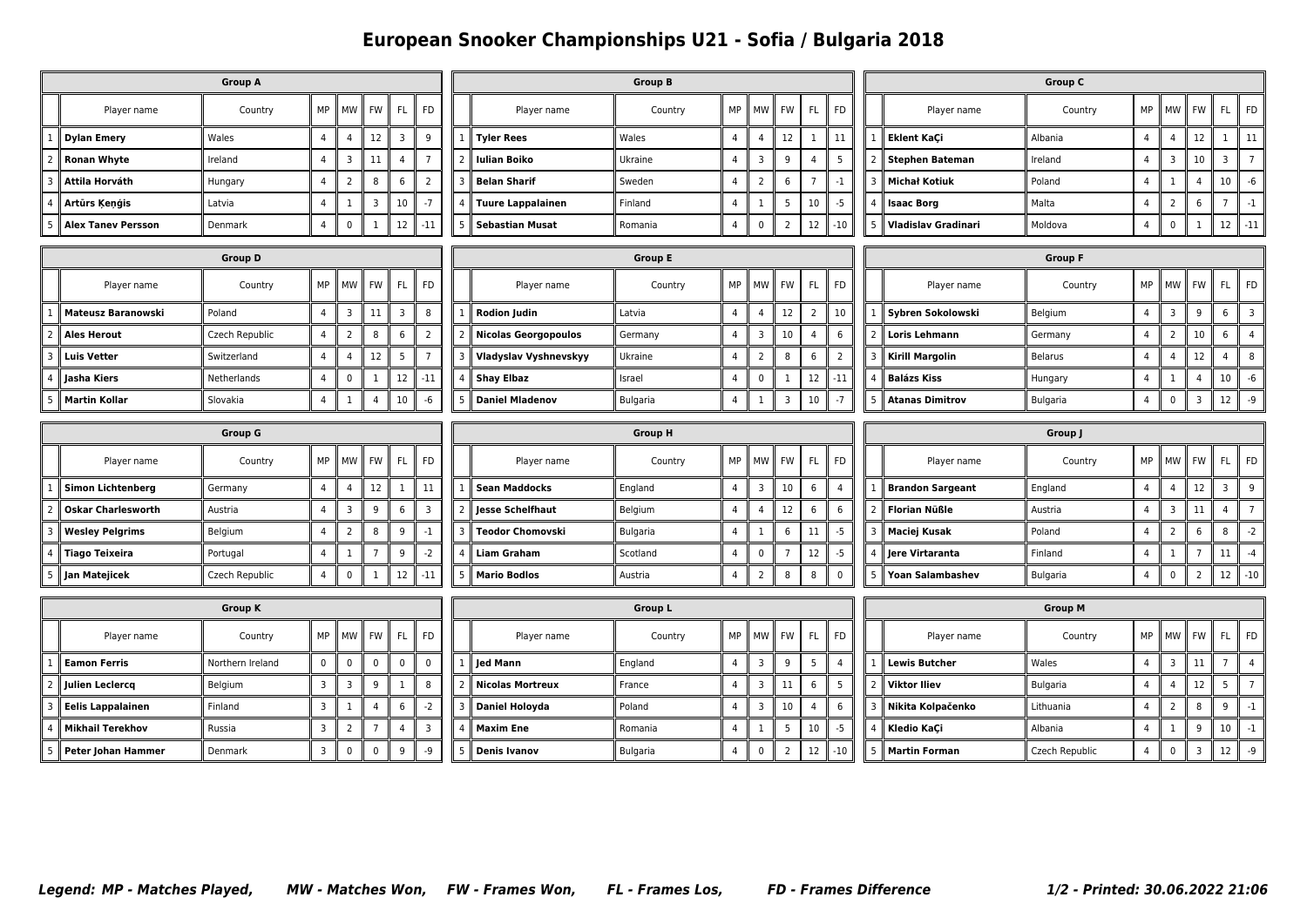# European Snooker Championships U21 - Sofia / Bulgaria 2018

## Group A

| | Player name | Country | MP | MW | FW | FL | FD |
|---|---|---|---|---|---|---|---|
| 1 | **Dylan Emery** | Wales | 4 | 4 | 12 | 3 | 9 |
| 2 | **Ronan Whyte** | Ireland | 4 | 3 | 11 | 4 | 7 |
| 3 | **Attila Horváth** | Hungary | 4 | 2 | 8 | 6 | 2 |
| 4 | **Artūrs Ķenģis** | Latvia | 4 | 1 | 3 | 10 | -7 |
| 5 | **Alex Tanev Persson** | Denmark | 4 | 0 | 1 | 12 | -11 |

## Group B

| | Player name | Country | MP | MW | FW | FL | FD |
|---|---|---|---|---|---|---|---|
| 1 | **Tyler Rees** | Wales | 4 | 4 | 12 | 1 | 11 |
| 2 | **Iulian Boiko** | Ukraine | 4 | 3 | 9 | 4 | 5 |
| 3 | **Belan Sharif** | Sweden | 4 | 2 | 6 | 7 | -1 |
| 4 | **Tuure Lappalainen** | Finland | 4 | 1 | 5 | 10 | -5 |
| 5 | **Sebastian Musat** | Romania | 4 | 0 | 2 | 12 | -10 |

## Group C

| | Player name | Country | MP | MW | FW | FL | FD |
|---|---|---|---|---|---|---|---|
| 1 | **Eklent KaÇi** | Albania | 4 | 4 | 12 | 1 | 11 |
| 2 | **Stephen Bateman** | Ireland | 4 | 3 | 10 | 3 | 7 |
| 3 | **Michał Kotiuk** | Poland | 4 | 1 | 4 | 10 | -6 |
| 4 | **Isaac Borg** | Malta | 4 | 2 | 6 | 7 | -1 |
| 5 | **Vladislav Gradinari** | Moldova | 4 | 0 | 1 | 12 | -11 |

## Group D

| | Player name | Country | MP | MW | FW | FL | FD |
|---|---|---|---|---|---|---|---|
| 1 | **Mateusz Baranowski** | Poland | 4 | 3 | 11 | 3 | 8 |
| 2 | **Ales Herout** | Czech Republic | 4 | 2 | 8 | 6 | 2 |
| 3 | **Luis Vetter** | Switzerland | 4 | 4 | 12 | 5 | 7 |
| 4 | **Jasha Kiers** | Netherlands | 4 | 0 | 1 | 12 | -11 |
| 5 | **Martin Kollar** | Slovakia | 4 | 1 | 4 | 10 | -6 |

## Group E

| | Player name | Country | MP | MW | FW | FL | FD |
|---|---|---|---|---|---|---|---|
| 1 | **Rodion Judin** | Latvia | 4 | 4 | 12 | 2 | 10 |
| 2 | **Nicolas Georgopoulos** | Germany | 4 | 3 | 10 | 4 | 6 |
| 3 | **Vladyslav Vyshnevskyy** | Ukraine | 4 | 2 | 8 | 6 | 2 |
| 4 | **Shay Elbaz** | Israel | 4 | 0 | 1 | 12 | -11 |
| 5 | **Daniel Mladenov** | Bulgaria | 4 | 1 | 3 | 10 | -7 |

## Group F

| | Player name | Country | MP | MW | FW | FL | FD |
|---|---|---|---|---|---|---|---|
| 1 | **Sybren Sokolowski** | Belgium | 4 | 3 | 9 | 6 | 3 |
| 2 | **Loris Lehmann** | Germany | 4 | 2 | 10 | 6 | 4 |
| 3 | **Kirill Margolin** | Belarus | 4 | 4 | 12 | 4 | 8 |
| 4 | **Balázs Kiss** | Hungary | 4 | 1 | 4 | 10 | -6 |
| 5 | **Atanas Dimitrov** | Bulgaria | 4 | 0 | 3 | 12 | -9 |

## Group G

| | Player name | Country | MP | MW | FW | FL | FD |
|---|---|---|---|---|---|---|---|
| 1 | **Simon Lichtenberg** | Germany | 4 | 4 | 12 | 1 | 11 |
| 2 | **Oskar Charlesworth** | Austria | 4 | 3 | 9 | 6 | 3 |
| 3 | **Wesley Pelgrims** | Belgium | 4 | 2 | 8 | 9 | -1 |
| 4 | **Tiago Teixeira** | Portugal | 4 | 1 | 7 | 9 | -2 |
| 5 | **Jan Matejicek** | Czech Republic | 4 | 0 | 1 | 12 | -11 |

## Group H

| | Player name | Country | MP | MW | FW | FL | FD |
|---|---|---|---|---|---|---|---|
| 1 | **Sean Maddocks** | England | 4 | 3 | 10 | 6 | 4 |
| 2 | **Jesse Schelfhaut** | Belgium | 4 | 4 | 12 | 6 | 6 |
| 3 | **Teodor Chomovski** | Bulgaria | 4 | 1 | 6 | 11 | -5 |
| 4 | **Liam Graham** | Scotland | 4 | 0 | 7 | 12 | -5 |
| 5 | **Mario Bodlos** | Austria | 4 | 2 | 8 | 8 | 0 |

## Group J

| | Player name | Country | MP | MW | FW | FL | FD |
|---|---|---|---|---|---|---|---|
| 1 | **Brandon Sargeant** | England | 4 | 4 | 12 | 3 | 9 |
| 2 | **Florian Nüßle** | Austria | 4 | 3 | 11 | 4 | 7 |
| 3 | **Maciej Kusak** | Poland | 4 | 2 | 6 | 8 | -2 |
| 4 | **Jere Virtaranta** | Finland | 4 | 1 | 7 | 11 | -4 |
| 5 | **Yoan Salambashev** | Bulgaria | 4 | 0 | 2 | 12 | -10 |

## Group K

| | Player name | Country | MP | MW | FW | FL | FD |
|---|---|---|---|---|---|---|---|
| 1 | **Eamon Ferris** | Northern Ireland | 0 | 0 | 0 | 0 | 0 |
| 2 | **Julien Leclercq** | Belgium | 3 | 3 | 9 | 1 | 8 |
| 3 | **Eelis Lappalainen** | Finland | 3 | 1 | 4 | 6 | -2 |
| 4 | **Mikhail Terekhov** | Russia | 3 | 2 | 7 | 4 | 3 |
| 5 | **Peter Johan Hammer** | Denmark | 3 | 0 | 0 | 9 | -9 |

## Group L

| | Player name | Country | MP | MW | FW | FL | FD |
|---|---|---|---|---|---|---|---|
| 1 | **Jed Mann** | England | 4 | 3 | 9 | 5 | 4 |
| 2 | **Nicolas Mortreux** | France | 4 | 3 | 11 | 6 | 5 |
| 3 | **Daniel Holoyda** | Poland | 4 | 3 | 10 | 4 | 6 |
| 4 | **Maxim Ene** | Romania | 4 | 1 | 5 | 10 | -5 |
| 5 | **Denis Ivanov** | Bulgaria | 4 | 0 | 2 | 12 | -10 |

## Group M

| | Player name | Country | MP | MW | FW | FL | FD |
|---|---|---|---|---|---|---|---|
| 1 | **Lewis Butcher** | Wales | 4 | 3 | 11 | 7 | 4 |
| 2 | **Viktor Iliev** | Bulgaria | 4 | 4 | 12 | 5 | 7 |
| 3 | **Nikita Kolpačenko** | Lithuania | 4 | 2 | 8 | 9 | -1 |
| 4 | **Kledio KaÇi** | Albania | 4 | 1 | 9 | 10 | -1 |
| 5 | **Martin Forman** | Czech Republic | 4 | 0 | 3 | 12 | -9 |

*Legend: MP - Matches Played, MW - Matches Won, FW - Frames Won, FL - Frames Los, FD - Frames Difference*

*Printed: 30.06.2022 21:06*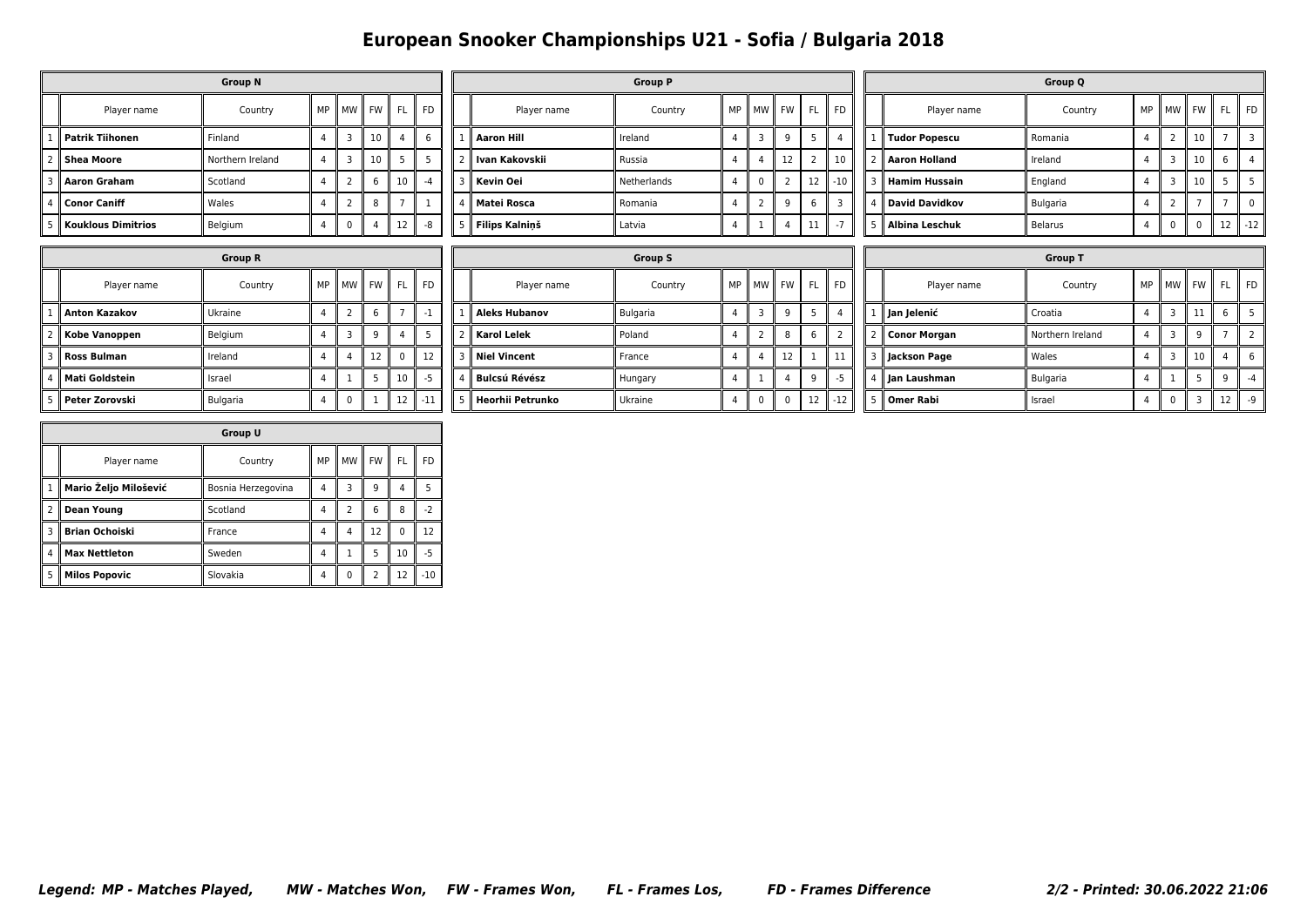# European Snooker Championships U21 - Sofia / Bulgaria 2018

| Group N | | | | | | | |
|---|---|---|---|---|---|---|---|
| | Player name | Country | MP | MW | FW | FL | FD |
| 1 | **Patrik Tiihonen** | Finland | 4 | 3 | 10 | 4 | 6 |
| 2 | **Shea Moore** | Northern Ireland | 4 | 3 | 10 | 5 | 5 |
| 3 | **Aaron Graham** | Scotland | 4 | 2 | 6 | 10 | -4 |
| 4 | **Conor Caniff** | Wales | 4 | 2 | 8 | 7 | 1 |
| 5 | **Kouklous Dimitrios** | Belgium | 4 | 0 | 4 | 12 | -8 |

| Group P | | | | | | | |
|---|---|---|---|---|---|---|---|
| | Player name | Country | MP | MW | FW | FL | FD |
| 1 | **Aaron Hill** | Ireland | 4 | 3 | 9 | 5 | 4 |
| 2 | **Ivan Kakovskii** | Russia | 4 | 4 | 12 | 2 | 10 |
| 3 | **Kevin Oei** | Netherlands | 4 | 0 | 2 | 12 | -10 |
| 4 | **Matei Rosca** | Romania | 4 | 2 | 9 | 6 | 3 |
| 5 | **Filips Kalniņš** | Latvia | 4 | 1 | 4 | 11 | -7 |

| Group Q | | | | | | | |
|---|---|---|---|---|---|---|---|
| | Player name | Country | MP | MW | FW | FL | FD |
| 1 | **Tudor Popescu** | Romania | 4 | 2 | 10 | 7 | 3 |
| 2 | **Aaron Holland** | Ireland | 4 | 3 | 10 | 6 | 4 |
| 3 | **Hamim Hussain** | England | 4 | 3 | 10 | 5 | 5 |
| 4 | **David Davidkov** | Bulgaria | 4 | 2 | 7 | 7 | 0 |
| 5 | **Albina Leschuk** | Belarus | 4 | 0 | 0 | 12 | -12 |

| Group R | | | | | | | |
|---|---|---|---|---|---|---|---|
| | Player name | Country | MP | MW | FW | FL | FD |
| 1 | **Anton Kazakov** | Ukraine | 4 | 2 | 6 | 7 | -1 |
| 2 | **Kobe Vanoppen** | Belgium | 4 | 3 | 9 | 4 | 5 |
| 3 | **Ross Bulman** | Ireland | 4 | 4 | 12 | 0 | 12 |
| 4 | **Mati Goldstein** | Israel | 4 | 1 | 5 | 10 | -5 |
| 5 | **Peter Zorovski** | Bulgaria | 4 | 0 | 1 | 12 | -11 |

| Group S | | | | | | | |
|---|---|---|---|---|---|---|---|
| | Player name | Country | MP | MW | FW | FL | FD |
| 1 | **Aleks Hubanov** | Bulgaria | 4 | 3 | 9 | 5 | 4 |
| 2 | **Karol Lelek** | Poland | 4 | 2 | 8 | 6 | 2 |
| 3 | **Niel Vincent** | France | 4 | 4 | 12 | 1 | 11 |
| 4 | **Bulcsú Révész** | Hungary | 4 | 1 | 4 | 9 | -5 |
| 5 | **Heorhii Petrunko** | Ukraine | 4 | 0 | 0 | 12 | -12 |

| Group T | | | | | | | |
|---|---|---|---|---|---|---|---|
| | Player name | Country | MP | MW | FW | FL | FD |
| 1 | **Jan Jelenić** | Croatia | 4 | 3 | 11 | 6 | 5 |
| 2 | **Conor Morgan** | Northern Ireland | 4 | 3 | 9 | 7 | 2 |
| 3 | **Jackson Page** | Wales | 4 | 3 | 10 | 4 | 6 |
| 4 | **Jan Laushman** | Bulgaria | 4 | 1 | 5 | 9 | -4 |
| 5 | **Omer Rabi** | Israel | 4 | 0 | 3 | 12 | -9 |

| Group U | | | | | | | |
|---|---|---|---|---|---|---|---|
| | Player name | Country | MP | MW | FW | FL | FD |
| 1 | **Mario Željo Milošević** | Bosnia Herzegovina | 4 | 3 | 9 | 4 | 5 |
| 2 | **Dean Young** | Scotland | 4 | 2 | 6 | 8 | -2 |
| 3 | **Brian Ochoiski** | France | 4 | 4 | 12 | 0 | 12 |
| 4 | **Max Nettleton** | Sweden | 4 | 1 | 5 | 10 | -5 |
| 5 | **Milos Popovic** | Slovakia | 4 | 0 | 2 | 12 | -10 |

***Legend: MP - Matches Played, MW - Matches Won, FW - Frames Won, FL - Frames Los, FD - Frames Difference***